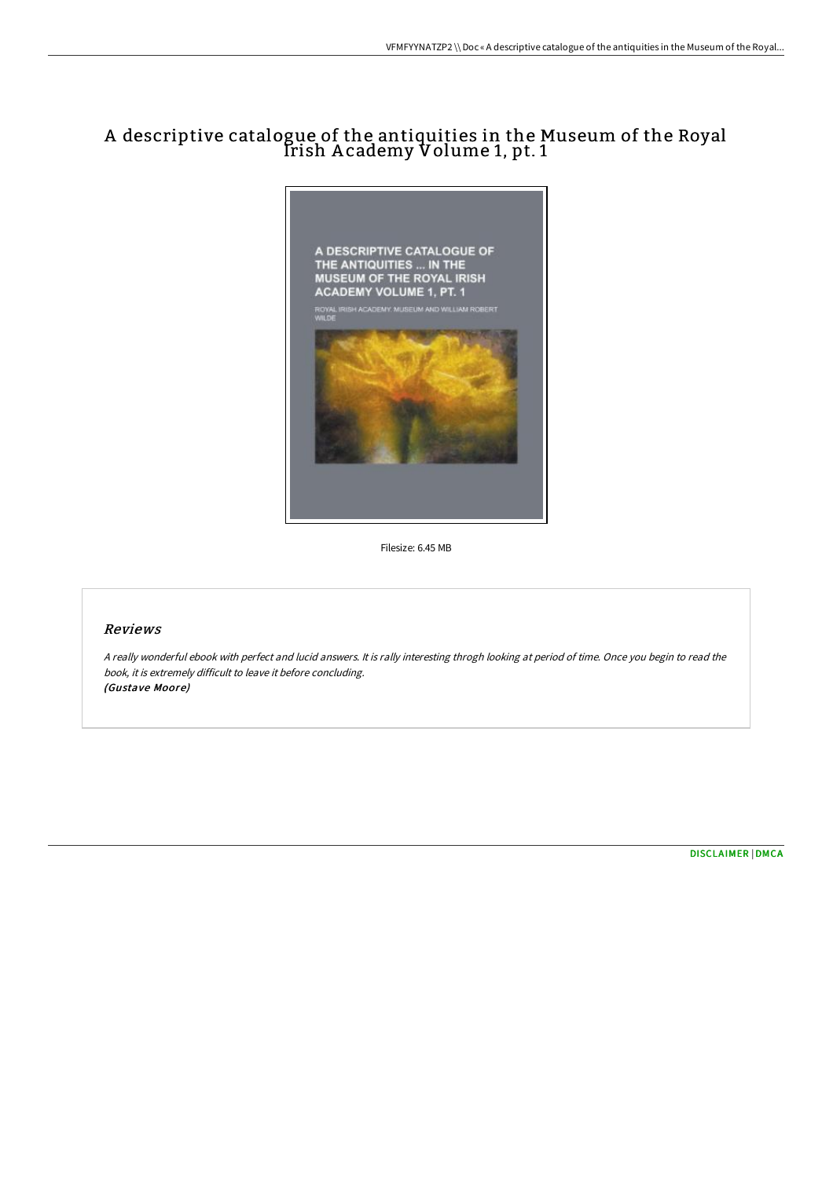# A descriptive catalogue of the antiquities in the Museum of the Royal Irish Academy Volume 1, pt. 1

A DESCRIPTIVE CATALOGUE OF THE ANTIQUITIES ... IN THE MUSEUM OF THE ROYAL IRISH ACADEMY VOLUME 1, PT. 1

ROYAL IRISH ACADEMY. MUSEUM AND WILLIAM ROBERT WILDE

Filesize: 6.45 MB

## Reviews

*A really wonderful ebook with perfect and lucid answers. It is rally interesting throgh looking at period of time. Once you begin to read the book, it is extremely difficult to leave it before concluding.*
*(Gustave Moore)*

DISCLAIMER | DMCA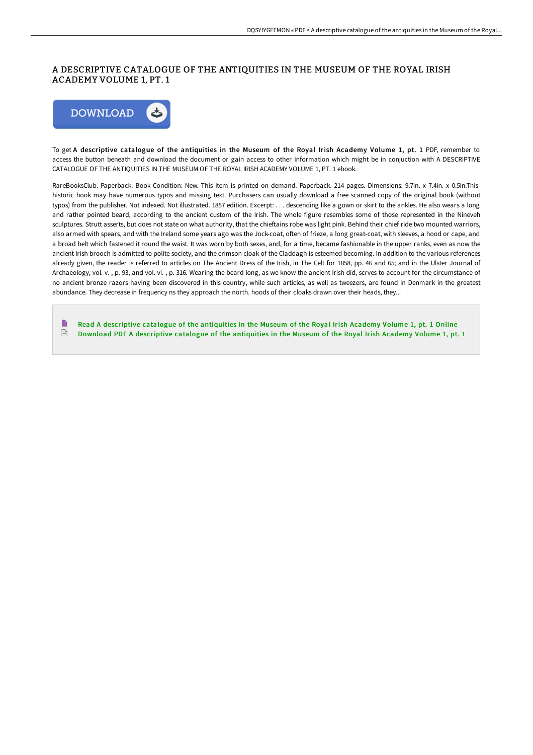# A DESCRIPTIVE CATALOGUE OF THE ANTIQUITIES IN THE MUSEUM OF THE ROYAL IRISH ACADEMY VOLUME 1, PT. 1

DOWNLOAD

To get **A descriptive catalogue of the antiquities in the Museum of the Royal Irish Academy Volume 1, pt. 1** PDF, remember to access the button beneath and download the document or gain access to other information which might be in conjuction with A DESCRIPTIVE CATALOGUE OF THE ANTIQUITIES IN THE MUSEUM OF THE ROYAL IRISH ACADEMY VOLUME 1, PT. 1 ebook.

RareBooksClub. Paperback. Book Condition: New. This item is printed on demand. Paperback. 214 pages. Dimensions: 9.7in. x 7.4in. x 0.5in.This historic book may have numerous typos and missing text. Purchasers can usually download a free scanned copy of the original book (without typos) from the publisher. Not indexed. Not illustrated. 1857 edition. Excerpt: . . . descending like a gown or skirt to the ankles. He also wears a long and rather pointed beard, according to the ancient custom of the Irish. The whole figure resembles some of those represented in the Nineveh sculptures. Strutt asserts, but does not state on what authority, that the chieftains robe was light pink. Behind their chief ride two mounted warriors, also armed with spears, and with the Ireland some years ago was the Jock-coat, often of frieze, a long great-coat, with sleeves, a hood or cape, and a broad belt which fastened it round the waist. It was worn by both sexes, and, for a time, became fashionable in the upper ranks, even as now the ancient Irish brooch is admitted to polite society, and the crimson cloak of the Claddagh is esteemed becoming. In addition to the various references already given, the reader is referred to articles on The Ancient Dress of the Irish, in The Celt for 1858, pp. 46 and 65; and in the Ulster Journal of Archaeology, vol. v. , p. 93, and vol. vi. , p. 316. Wearing the beard long, as we know the ancient Irish did, scrves to account for the circumstance of no ancient bronze razors having been discovered in this country, while such articles, as well as tweezers, are found in Denmark in the greatest abundance. They decrease in frequency ns they approach the north. hoods of their cloaks drawn over their heads, they...

- Read A descriptive catalogue of the antiquities in the Museum of the Royal Irish Academy Volume 1, pt. 1 Online
- Download PDF A descriptive catalogue of the antiquities in the Museum of the Royal Irish Academy Volume 1, pt. 1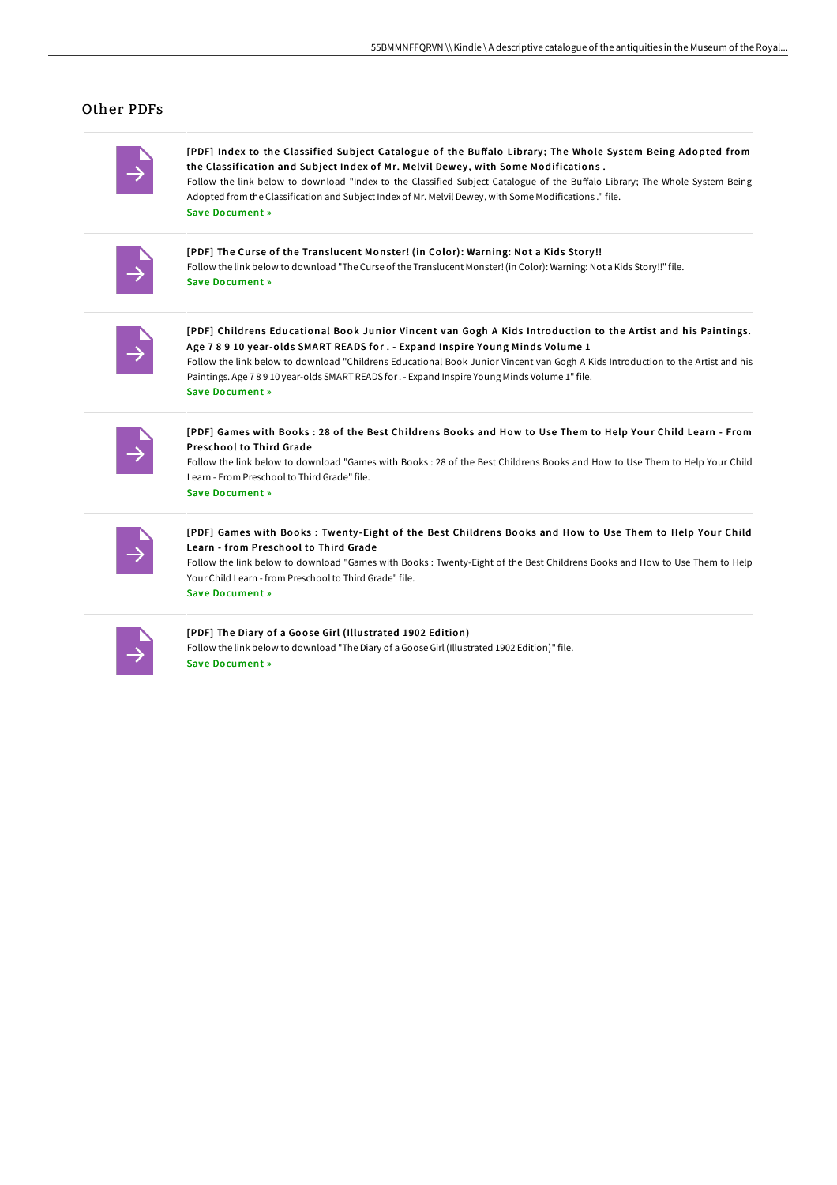## Other PDFs

**[PDF] Index to the Classified Subject Catalogue of the Buffalo Library; The Whole System Being Adopted from the Classification and Subject Index of Mr. Melvil Dewey, with Some Modifications .**
Follow the link below to download "Index to the Classified Subject Catalogue of the Buffalo Library; The Whole System Being Adopted from the Classification and Subject Index of Mr. Melvil Dewey, with Some Modifications ." file.
Save Document »

**[PDF] The Curse of the Translucent Monster! (in Color): Warning: Not a Kids Story!!**
Follow the link below to download "The Curse of the Translucent Monster! (in Color): Warning: Not a Kids Story!!" file.
Save Document »

**[PDF] Childrens Educational Book Junior Vincent van Gogh A Kids Introduction to the Artist and his Paintings. Age 7 8 9 10 year-olds SMART READS for . - Expand Inspire Young Minds Volume 1**
Follow the link below to download "Childrens Educational Book Junior Vincent van Gogh A Kids Introduction to the Artist and his Paintings. Age 7 8 9 10 year-olds SMART READS for . - Expand Inspire Young Minds Volume 1" file.
Save Document »

**[PDF] Games with Books : 28 of the Best Childrens Books and How to Use Them to Help Your Child Learn - From Preschool to Third Grade**
Follow the link below to download "Games with Books : 28 of the Best Childrens Books and How to Use Them to Help Your Child Learn - From Preschool to Third Grade" file.
Save Document »

**[PDF] Games with Books : Twenty-Eight of the Best Childrens Books and How to Use Them to Help Your Child Learn - from Preschool to Third Grade**
Follow the link below to download "Games with Books : Twenty-Eight of the Best Childrens Books and How to Use Them to Help Your Child Learn - from Preschool to Third Grade" file.
Save Document »

**[PDF] The Diary of a Goose Girl (Illustrated 1902 Edition)**
Follow the link below to download "The Diary of a Goose Girl (Illustrated 1902 Edition)" file.
Save Document »